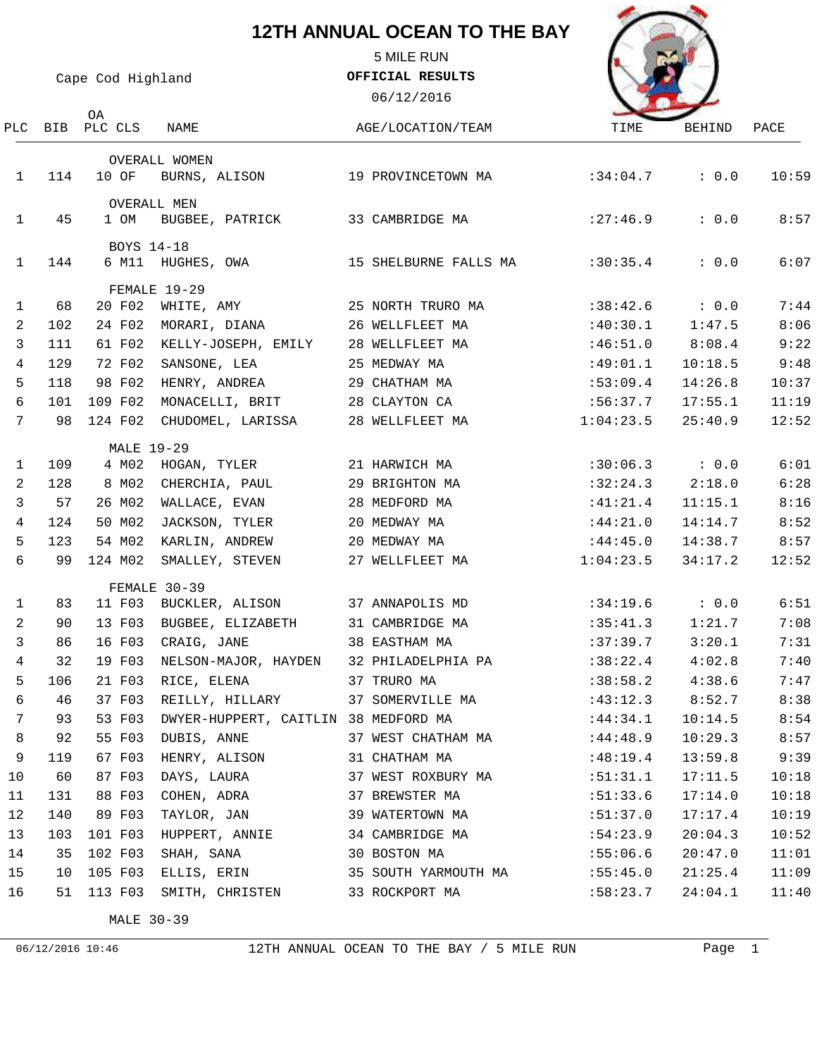# 12TH ANNUAL OCEAN TO THE BAY

5 MILE RUN

Cape Cod Highland

**OFFICIAL RESULTS**

06/12/2016

| PLC | BIB | OA PLC | CLS | NAME | AGE/LOCATION/TEAM | TIME | BEHIND | PACE |
|---|---|---|---|---|---|---|---|---|
| | | | | **OVERALL WOMEN** | | | | |
| 1 | 114 | 10 | OF | BURNS, ALISON | 19 PROVINCETOWN MA | :34:04.7 | : 0.0 | 10:59 |
| | | | | **OVERALL MEN** | | | | |
| 1 | 45 | 1 | OM | BUGBEE, PATRICK | 33 CAMBRIDGE MA | :27:46.9 | : 0.0 | 8:57 |
| | | | | **BOYS 14-18** | | | | |
| 1 | 144 | 6 | M11 | HUGHES, OWA | 15 SHELBURNE FALLS MA | :30:35.4 | : 0.0 | 6:07 |
| | | | | **FEMALE 19-29** | | | | |
| 1 | 68 | 20 | F02 | WHITE, AMY | 25 NORTH TRURO MA | :38:42.6 | : 0.0 | 7:44 |
| 2 | 102 | 24 | F02 | MORARI, DIANA | 26 WELLFLEET MA | :40:30.1 | 1:47.5 | 8:06 |
| 3 | 111 | 61 | F02 | KELLY-JOSEPH, EMILY | 28 WELLFLEET MA | :46:51.0 | 8:08.4 | 9:22 |
| 4 | 129 | 72 | F02 | SANSONE, LEA | 25 MEDWAY MA | :49:01.1 | 10:18.5 | 9:48 |
| 5 | 118 | 98 | F02 | HENRY, ANDREA | 29 CHATHAM MA | :53:09.4 | 14:26.8 | 10:37 |
| 6 | 101 | 109 | F02 | MONACELLI, BRIT | 28 CLAYTON CA | :56:37.7 | 17:55.1 | 11:19 |
| 7 | 98 | 124 | F02 | CHUDOMEL, LARISSA | 28 WELLFLEET MA | 1:04:23.5 | 25:40.9 | 12:52 |
| | | | | **MALE 19-29** | | | | |
| 1 | 109 | 4 | M02 | HOGAN, TYLER | 21 HARWICH MA | :30:06.3 | : 0.0 | 6:01 |
| 2 | 128 | 8 | M02 | CHERCHIA, PAUL | 29 BRIGHTON MA | :32:24.3 | 2:18.0 | 6:28 |
| 3 | 57 | 26 | M02 | WALLACE, EVAN | 28 MEDFORD MA | :41:21.4 | 11:15.1 | 8:16 |
| 4 | 124 | 50 | M02 | JACKSON, TYLER | 20 MEDWAY MA | :44:21.0 | 14:14.7 | 8:52 |
| 5 | 123 | 54 | M02 | KARLIN, ANDREW | 20 MEDWAY MA | :44:45.0 | 14:38.7 | 8:57 |
| 6 | 99 | 124 | M02 | SMALLEY, STEVEN | 27 WELLFLEET MA | 1:04:23.5 | 34:17.2 | 12:52 |
| | | | | **FEMALE 30-39** | | | | |
| 1 | 83 | 11 | F03 | BUCKLER, ALISON | 37 ANNAPOLIS MD | :34:19.6 | : 0.0 | 6:51 |
| 2 | 90 | 13 | F03 | BUGBEE, ELIZABETH | 31 CAMBRIDGE MA | :35:41.3 | 1:21.7 | 7:08 |
| 3 | 86 | 16 | F03 | CRAIG, JANE | 38 EASTHAM MA | :37:39.7 | 3:20.1 | 7:31 |
| 4 | 32 | 19 | F03 | NELSON-MAJOR, HAYDEN | 32 PHILADELPHIA PA | :38:22.4 | 4:02.8 | 7:40 |
| 5 | 106 | 21 | F03 | RICE, ELENA | 37 TRURO MA | :38:58.2 | 4:38.6 | 7:47 |
| 6 | 46 | 37 | F03 | REILLY, HILLARY | 37 SOMERVILLE MA | :43:12.3 | 8:52.7 | 8:38 |
| 7 | 93 | 53 | F03 | DWYER-HUPPERT, CAITLIN | 38 MEDFORD MA | :44:34.1 | 10:14.5 | 8:54 |
| 8 | 92 | 55 | F03 | DUBIS, ANNE | 37 WEST CHATHAM MA | :44:48.9 | 10:29.3 | 8:57 |
| 9 | 119 | 67 | F03 | HENRY, ALISON | 31 CHATHAM MA | :48:19.4 | 13:59.8 | 9:39 |
| 10 | 60 | 87 | F03 | DAYS, LAURA | 37 WEST ROXBURY MA | :51:31.1 | 17:11.5 | 10:18 |
| 11 | 131 | 88 | F03 | COHEN, ADRA | 37 BREWSTER MA | :51:33.6 | 17:14.0 | 10:18 |
| 12 | 140 | 89 | F03 | TAYLOR, JAN | 39 WATERTOWN MA | :51:37.0 | 17:17.4 | 10:19 |
| 13 | 103 | 101 | F03 | HUPPERT, ANNIE | 34 CAMBRIDGE MA | :54:23.9 | 20:04.3 | 10:52 |
| 14 | 35 | 102 | F03 | SHAH, SANA | 30 BOSTON MA | :55:06.6 | 20:47.0 | 11:01 |
| 15 | 10 | 105 | F03 | ELLIS, ERIN | 35 SOUTH YARMOUTH MA | :55:45.0 | 21:25.4 | 11:09 |
| 16 | 51 | 113 | F03 | SMITH, CHRISTEN | 33 ROCKPORT MA | :58:23.7 | 24:04.1 | 11:40 |
| | | | | **MALE 30-39** | | | | |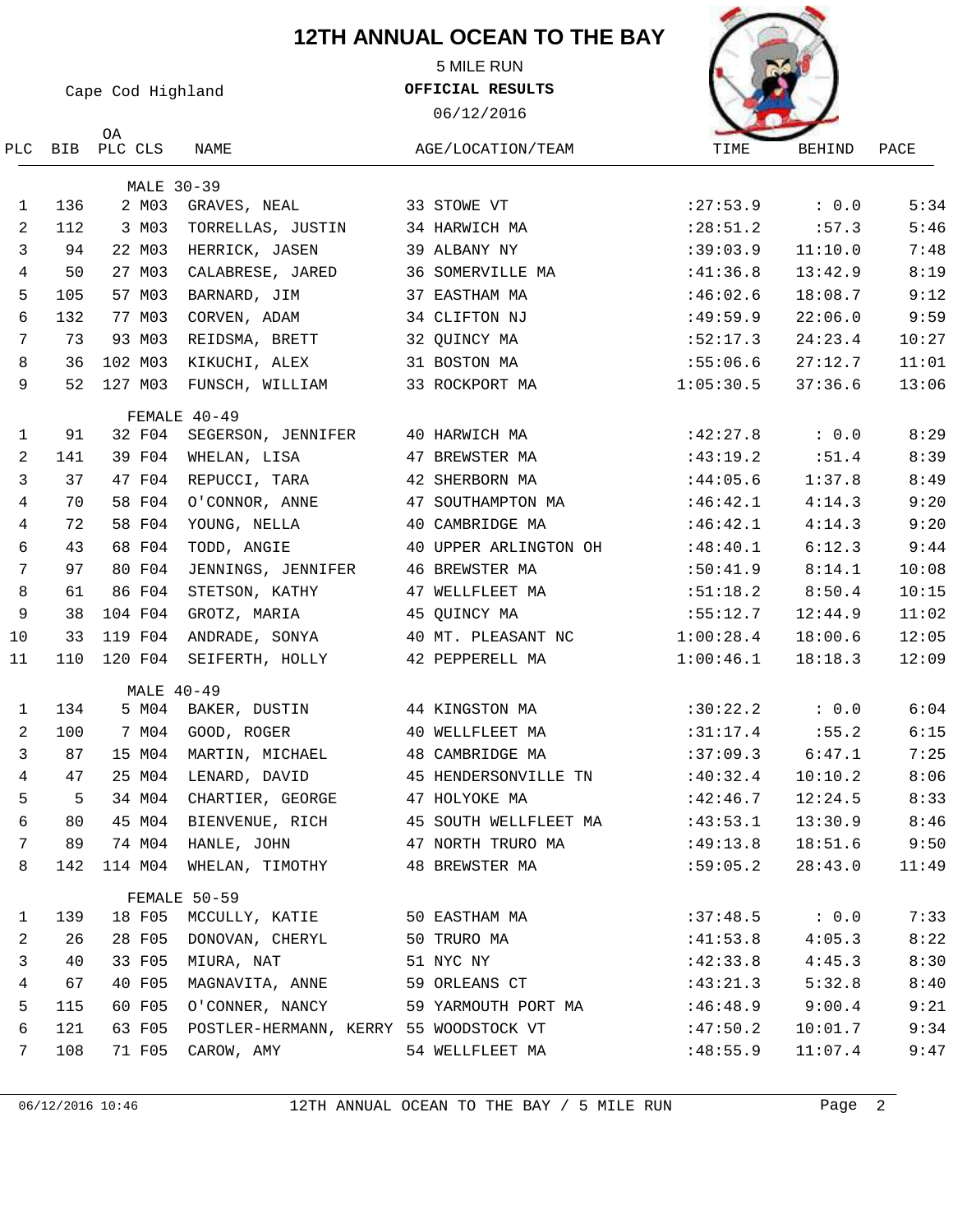# 12TH ANNUAL OCEAN TO THE BAY

Cape Cod Highland

5 MILE RUN

**OFFICIAL RESULTS**

06/12/2016

| PLC | BIB | OA PLC | CLS | NAME | AGE/LOCATION/TEAM | TIME | BEHIND | PACE |
|---|---|---|---|---|---|---|---|---|
| | | | | **MALE 30-39** | | | | |
| 1 | 136 | 2 | M03 | GRAVES, NEAL | 33 STOWE VT | :27:53.9 | : 0.0 | 5:34 |
| 2 | 112 | 3 | M03 | TORRELLAS, JUSTIN | 34 HARWICH MA | :28:51.2 | :57.3 | 5:46 |
| 3 | 94 | 22 | M03 | HERRICK, JASEN | 39 ALBANY NY | :39:03.9 | 11:10.0 | 7:48 |
| 4 | 50 | 27 | M03 | CALABRESE, JARED | 36 SOMERVILLE MA | :41:36.8 | 13:42.9 | 8:19 |
| 5 | 105 | 57 | M03 | BARNARD, JIM | 37 EASTHAM MA | :46:02.6 | 18:08.7 | 9:12 |
| 6 | 132 | 77 | M03 | CORVEN, ADAM | 34 CLIFTON NJ | :49:59.9 | 22:06.0 | 9:59 |
| 7 | 73 | 93 | M03 | REIDSMA, BRETT | 32 QUINCY MA | :52:17.3 | 24:23.4 | 10:27 |
| 8 | 36 | 102 | M03 | KIKUCHI, ALEX | 31 BOSTON MA | :55:06.6 | 27:12.7 | 11:01 |
| 9 | 52 | 127 | M03 | FUNSCH, WILLIAM | 33 ROCKPORT MA | 1:05:30.5 | 37:36.6 | 13:06 |
| | | | | **FEMALE 40-49** | | | | |
| 1 | 91 | 32 | F04 | SEGERSON, JENNIFER | 40 HARWICH MA | :42:27.8 | : 0.0 | 8:29 |
| 2 | 141 | 39 | F04 | WHELAN, LISA | 47 BREWSTER MA | :43:19.2 | :51.4 | 8:39 |
| 3 | 37 | 47 | F04 | REPUCCI, TARA | 42 SHERBORN MA | :44:05.6 | 1:37.8 | 8:49 |
| 4 | 70 | 58 | F04 | O'CONNOR, ANNE | 47 SOUTHAMPTON MA | :46:42.1 | 4:14.3 | 9:20 |
| 4 | 72 | 58 | F04 | YOUNG, NELLA | 40 CAMBRIDGE MA | :46:42.1 | 4:14.3 | 9:20 |
| 6 | 43 | 68 | F04 | TODD, ANGIE | 40 UPPER ARLINGTON OH | :48:40.1 | 6:12.3 | 9:44 |
| 7 | 97 | 80 | F04 | JENNINGS, JENNIFER | 46 BREWSTER MA | :50:41.9 | 8:14.1 | 10:08 |
| 8 | 61 | 86 | F04 | STETSON, KATHY | 47 WELLFLEET MA | :51:18.2 | 8:50.4 | 10:15 |
| 9 | 38 | 104 | F04 | GROTZ, MARIA | 45 QUINCY MA | :55:12.7 | 12:44.9 | 11:02 |
| 10 | 33 | 119 | F04 | ANDRADE, SONYA | 40 MT. PLEASANT NC | 1:00:28.4 | 18:00.6 | 12:05 |
| 11 | 110 | 120 | F04 | SEIFERTH, HOLLY | 42 PEPPERELL MA | 1:00:46.1 | 18:18.3 | 12:09 |
| | | | | **MALE 40-49** | | | | |
| 1 | 134 | 5 | M04 | BAKER, DUSTIN | 44 KINGSTON MA | :30:22.2 | : 0.0 | 6:04 |
| 2 | 100 | 7 | M04 | GOOD, ROGER | 40 WELLFLEET MA | :31:17.4 | :55.2 | 6:15 |
| 3 | 87 | 15 | M04 | MARTIN, MICHAEL | 48 CAMBRIDGE MA | :37:09.3 | 6:47.1 | 7:25 |
| 4 | 47 | 25 | M04 | LENARD, DAVID | 45 HENDERSONVILLE TN | :40:32.4 | 10:10.2 | 8:06 |
| 5 | 5 | 34 | M04 | CHARTIER, GEORGE | 47 HOLYOKE MA | :42:46.7 | 12:24.5 | 8:33 |
| 6 | 80 | 45 | M04 | BIENVENUE, RICH | 45 SOUTH WELLFLEET MA | :43:53.1 | 13:30.9 | 8:46 |
| 7 | 89 | 74 | M04 | HANLE, JOHN | 47 NORTH TRURO MA | :49:13.8 | 18:51.6 | 9:50 |
| 8 | 142 | 114 | M04 | WHELAN, TIMOTHY | 48 BREWSTER MA | :59:05.2 | 28:43.0 | 11:49 |
| | | | | **FEMALE 50-59** | | | | |
| 1 | 139 | 18 | F05 | MCCULLY, KATIE | 50 EASTHAM MA | :37:48.5 | : 0.0 | 7:33 |
| 2 | 26 | 28 | F05 | DONOVAN, CHERYL | 50 TRURO MA | :41:53.8 | 4:05.3 | 8:22 |
| 3 | 40 | 33 | F05 | MIURA, NAT | 51 NYC NY | :42:33.8 | 4:45.3 | 8:30 |
| 4 | 67 | 40 | F05 | MAGNAVITA, ANNE | 59 ORLEANS CT | :43:21.3 | 5:32.8 | 8:40 |
| 5 | 115 | 60 | F05 | O'CONNER, NANCY | 59 YARMOUTH PORT MA | :46:48.9 | 9:00.4 | 9:21 |
| 6 | 121 | 63 | F05 | POSTLER-HERMANN, KERRY | 55 WOODSTOCK VT | :47:50.2 | 10:01.7 | 9:34 |
| 7 | 108 | 71 | F05 | CAROW, AMY | 54 WELLFLEET MA | :48:55.9 | 11:07.4 | 9:47 |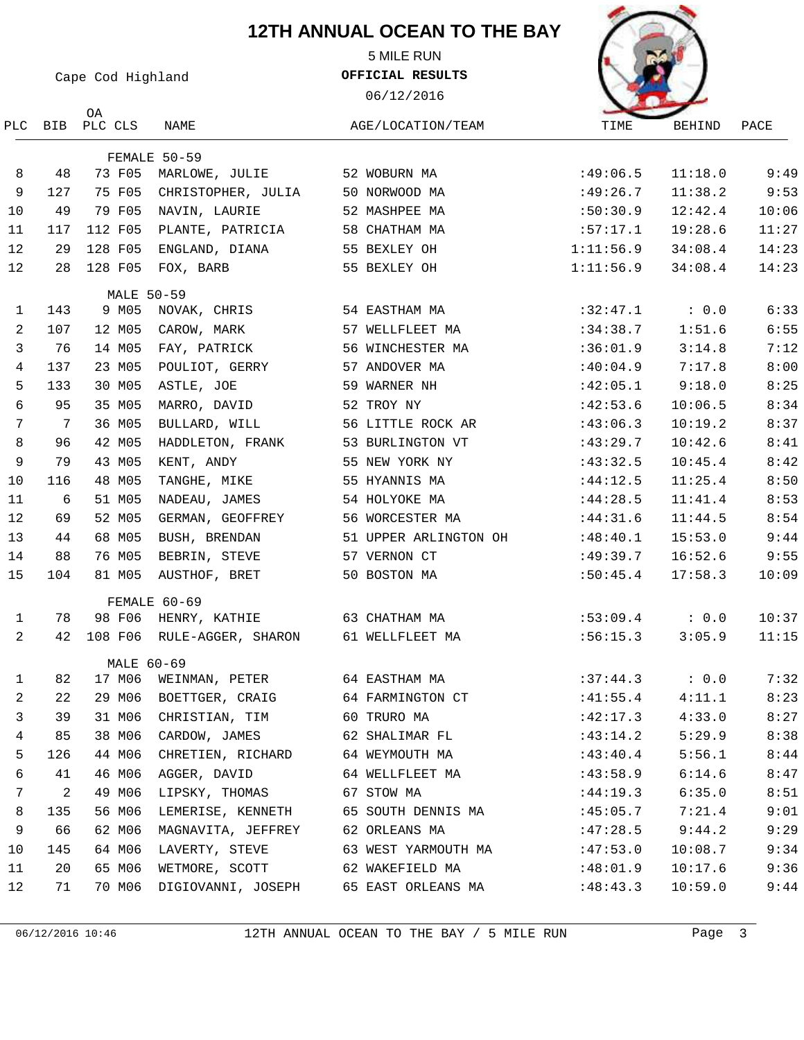# 12TH ANNUAL OCEAN TO THE BAY

Cape Cod Highland

5 MILE RUN

**OFFICIAL RESULTS**

06/12/2016

| PLC | BIB | OA PLC | CLS | NAME | AGE/LOCATION/TEAM | TIME | BEHIND | PACE |
|---|---|---|---|---|---|---|---|---|
| | | | | **FEMALE 50-59** | | | | |
| 8 | 48 | 73 | F05 | MARLOWE, JULIE | 52 WOBURN MA | :49:06.5 | 11:18.0 | 9:49 |
| 9 | 127 | 75 | F05 | CHRISTOPHER, JULIA | 50 NORWOOD MA | :49:26.7 | 11:38.2 | 9:53 |
| 10 | 49 | 79 | F05 | NAVIN, LAURIE | 52 MASHPEE MA | :50:30.9 | 12:42.4 | 10:06 |
| 11 | 117 | 112 | F05 | PLANTE, PATRICIA | 58 CHATHAM MA | :57:17.1 | 19:28.6 | 11:27 |
| 12 | 29 | 128 | F05 | ENGLAND, DIANA | 55 BEXLEY OH | 1:11:56.9 | 34:08.4 | 14:23 |
| 12 | 28 | 128 | F05 | FOX, BARB | 55 BEXLEY OH | 1:11:56.9 | 34:08.4 | 14:23 |
| | | | | **MALE 50-59** | | | | |
| 1 | 143 | 9 | M05 | NOVAK, CHRIS | 54 EASTHAM MA | :32:47.1 | : 0.0 | 6:33 |
| 2 | 107 | 12 | M05 | CAROW, MARK | 57 WELLFLEET MA | :34:38.7 | 1:51.6 | 6:55 |
| 3 | 76 | 14 | M05 | FAY, PATRICK | 56 WINCHESTER MA | :36:01.9 | 3:14.8 | 7:12 |
| 4 | 137 | 23 | M05 | POULIOT, GERRY | 57 ANDOVER MA | :40:04.9 | 7:17.8 | 8:00 |
| 5 | 133 | 30 | M05 | ASTLE, JOE | 59 WARNER NH | :42:05.1 | 9:18.0 | 8:25 |
| 6 | 95 | 35 | M05 | MARRO, DAVID | 52 TROY NY | :42:53.6 | 10:06.5 | 8:34 |
| 7 | 7 | 36 | M05 | BULLARD, WILL | 56 LITTLE ROCK AR | :43:06.3 | 10:19.2 | 8:37 |
| 8 | 96 | 42 | M05 | HADDLETON, FRANK | 53 BURLINGTON VT | :43:29.7 | 10:42.6 | 8:41 |
| 9 | 79 | 43 | M05 | KENT, ANDY | 55 NEW YORK NY | :43:32.5 | 10:45.4 | 8:42 |
| 10 | 116 | 48 | M05 | TANGHE, MIKE | 55 HYANNIS MA | :44:12.5 | 11:25.4 | 8:50 |
| 11 | 6 | 51 | M05 | NADEAU, JAMES | 54 HOLYOKE MA | :44:28.5 | 11:41.4 | 8:53 |
| 12 | 69 | 52 | M05 | GERMAN, GEOFFREY | 56 WORCESTER MA | :44:31.6 | 11:44.5 | 8:54 |
| 13 | 44 | 68 | M05 | BUSH, BRENDAN | 51 UPPER ARLINGTON OH | :48:40.1 | 15:53.0 | 9:44 |
| 14 | 88 | 76 | M05 | BEBRIN, STEVE | 57 VERNON CT | :49:39.7 | 16:52.6 | 9:55 |
| 15 | 104 | 81 | M05 | AUSTHOF, BRET | 50 BOSTON MA | :50:45.4 | 17:58.3 | 10:09 |
| | | | | **FEMALE 60-69** | | | | |
| 1 | 78 | 98 | F06 | HENRY, KATHIE | 63 CHATHAM MA | :53:09.4 | : 0.0 | 10:37 |
| 2 | 42 | 108 | F06 | RULE-AGGER, SHARON | 61 WELLFLEET MA | :56:15.3 | 3:05.9 | 11:15 |
| | | | | **MALE 60-69** | | | | |
| 1 | 82 | 17 | M06 | WEINMAN, PETER | 64 EASTHAM MA | :37:44.3 | : 0.0 | 7:32 |
| 2 | 22 | 29 | M06 | BOETTGER, CRAIG | 64 FARMINGTON CT | :41:55.4 | 4:11.1 | 8:23 |
| 3 | 39 | 31 | M06 | CHRISTIAN, TIM | 60 TRURO MA | :42:17.3 | 4:33.0 | 8:27 |
| 4 | 85 | 38 | M06 | CARDOW, JAMES | 62 SHALIMAR FL | :43:14.2 | 5:29.9 | 8:38 |
| 5 | 126 | 44 | M06 | CHRETIEN, RICHARD | 64 WEYMOUTH MA | :43:40.4 | 5:56.1 | 8:44 |
| 6 | 41 | 46 | M06 | AGGER, DAVID | 64 WELLFLEET MA | :43:58.9 | 6:14.6 | 8:47 |
| 7 | 2 | 49 | M06 | LIPSKY, THOMAS | 67 STOW MA | :44:19.3 | 6:35.0 | 8:51 |
| 8 | 135 | 56 | M06 | LEMERISE, KENNETH | 65 SOUTH DENNIS MA | :45:05.7 | 7:21.4 | 9:01 |
| 9 | 66 | 62 | M06 | MAGNAVITA, JEFFREY | 62 ORLEANS MA | :47:28.5 | 9:44.2 | 9:29 |
| 10 | 145 | 64 | M06 | LAVERTY, STEVE | 63 WEST YARMOUTH MA | :47:53.0 | 10:08.7 | 9:34 |
| 11 | 20 | 65 | M06 | WETMORE, SCOTT | 62 WAKEFIELD MA | :48:01.9 | 10:17.6 | 9:36 |
| 12 | 71 | 70 | M06 | DIGIOVANNI, JOSEPH | 65 EAST ORLEANS MA | :48:43.3 | 10:59.0 | 9:44 |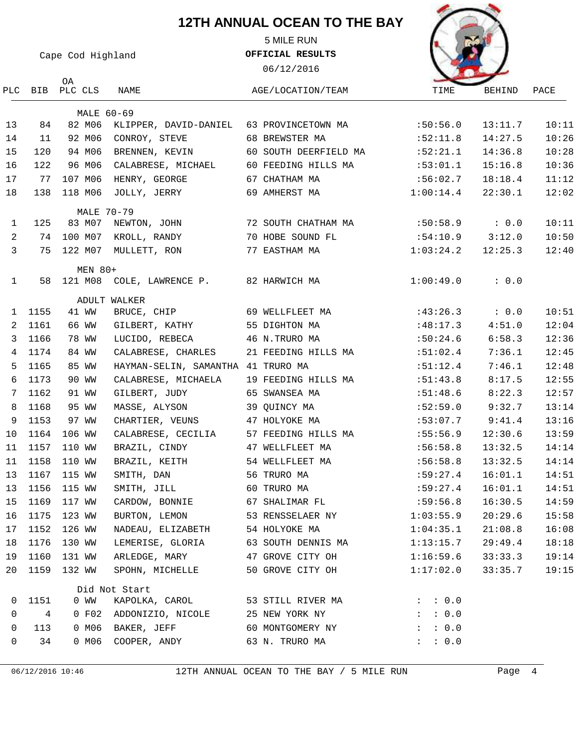# 12TH ANNUAL OCEAN TO THE BAY

5 MILE RUN

Cape Cod Highland

**OFFICIAL RESULTS**

06/12/2016

| PLC | BIB | OA PLC | CLS | NAME | AGE/LOCATION/TEAM | TIME | BEHIND | PACE |
|---|---|---|---|---|---|---|---|---|
| | | | | **MALE 60-69** | | | | |
| 13 | 84 | 82 | M06 | KLIPPER, DAVID-DANIEL | 63 PROVINCETOWN MA | :50:56.0 | 13:11.7 | 10:11 |
| 14 | 11 | 92 | M06 | CONROY, STEVE | 68 BREWSTER MA | :52:11.8 | 14:27.5 | 10:26 |
| 15 | 120 | 94 | M06 | BRENNEN, KEVIN | 60 SOUTH DEERFIELD MA | :52:21.1 | 14:36.8 | 10:28 |
| 16 | 122 | 96 | M06 | CALABRESE, MICHAEL | 60 FEEDING HILLS MA | :53:01.1 | 15:16.8 | 10:36 |
| 17 | 77 | 107 | M06 | HENRY, GEORGE | 67 CHATHAM MA | :56:02.7 | 18:18.4 | 11:12 |
| 18 | 138 | 118 | M06 | JOLLY, JERRY | 69 AMHERST MA | 1:00:14.4 | 22:30.1 | 12:02 |
| | | | | **MALE 70-79** | | | | |
| 1 | 125 | 83 | M07 | NEWTON, JOHN | 72 SOUTH CHATHAM MA | :50:58.9 | : 0.0 | 10:11 |
| 2 | 74 | 100 | M07 | KROLL, RANDY | 70 HOBE SOUND FL | :54:10.9 | 3:12.0 | 10:50 |
| 3 | 75 | 122 | M07 | MULLETT, RON | 77 EASTHAM MA | 1:03:24.2 | 12:25.3 | 12:40 |
| | | | | **MEN 80+** | | | | |
| 1 | 58 | 121 | M08 | COLE, LAWRENCE P. | 82 HARWICH MA | 1:00:49.0 | : 0.0 | |
| | | | | **ADULT WALKER** | | | | |
| 1 | 1155 | 41 | WW | BRUCE, CHIP | 69 WELLFLEET MA | :43:26.3 | : 0.0 | 10:51 |
| 2 | 1161 | 66 | WW | GILBERT, KATHY | 55 DIGHTON MA | :48:17.3 | 4:51.0 | 12:04 |
| 3 | 1166 | 78 | WW | LUCIDO, REBECA | 46 N.TRURO MA | :50:24.6 | 6:58.3 | 12:36 |
| 4 | 1174 | 84 | WW | CALABRESE, CHARLES | 21 FEEDING HILLS MA | :51:02.4 | 7:36.1 | 12:45 |
| 5 | 1165 | 85 | WW | HAYMAN-SELIN, SAMANTHA | 41 TRURO MA | :51:12.4 | 7:46.1 | 12:48 |
| 6 | 1173 | 90 | WW | CALABRESE, MICHAELA | 19 FEEDING HILLS MA | :51:43.8 | 8:17.5 | 12:55 |
| 7 | 1162 | 91 | WW | GILBERT, JUDY | 65 SWANSEA MA | :51:48.6 | 8:22.3 | 12:57 |
| 8 | 1168 | 95 | WW | MASSE, ALYSON | 39 QUINCY MA | :52:59.0 | 9:32.7 | 13:14 |
| 9 | 1153 | 97 | WW | CHARTIER, VEUNS | 47 HOLYOKE MA | :53:07.7 | 9:41.4 | 13:16 |
| 10 | 1164 | 106 | WW | CALABRESE, CECILIA | 57 FEEDING HILLS MA | :55:56.9 | 12:30.6 | 13:59 |
| 11 | 1157 | 110 | WW | BRAZIL, CINDY | 47 WELLFLEET MA | :56:58.8 | 13:32.5 | 14:14 |
| 11 | 1158 | 110 | WW | BRAZIL, KEITH | 54 WELLFLEET MA | :56:58.8 | 13:32.5 | 14:14 |
| 13 | 1167 | 115 | WW | SMITH, DAN | 56 TRURO MA | :59:27.4 | 16:01.1 | 14:51 |
| 13 | 1156 | 115 | WW | SMITH, JILL | 60 TRURO MA | :59:27.4 | 16:01.1 | 14:51 |
| 15 | 1169 | 117 | WW | CARDOW, BONNIE | 67 SHALIMAR FL | :59:56.8 | 16:30.5 | 14:59 |
| 16 | 1175 | 123 | WW | BURTON, LEMON | 53 RENSSELAER NY | 1:03:55.9 | 20:29.6 | 15:58 |
| 17 | 1152 | 126 | WW | NADEAU, ELIZABETH | 54 HOLYOKE MA | 1:04:35.1 | 21:08.8 | 16:08 |
| 18 | 1176 | 130 | WW | LEMERISE, GLORIA | 63 SOUTH DENNIS MA | 1:13:15.7 | 29:49.4 | 18:18 |
| 19 | 1160 | 131 | WW | ARLEDGE, MARY | 47 GROVE CITY OH | 1:16:59.6 | 33:33.3 | 19:14 |
| 20 | 1159 | 132 | WW | SPOHN, MICHELLE | 50 GROVE CITY OH | 1:17:02.0 | 33:35.7 | 19:15 |
| | | | | **Did Not Start** | | | | |
| 0 | 1151 | 0 | WW | KAPOLKA, CAROL | 53 STILL RIVER MA | : : 0.0 | | |
| 0 | 4 | 0 | F02 | ADDONIZIO, NICOLE | 25 NEW YORK NY | : : 0.0 | | |
| 0 | 113 | 0 | M06 | BAKER, JEFF | 60 MONTGOMERY NY | : : 0.0 | | |
| 0 | 34 | 0 | M06 | COOPER, ANDY | 63 N. TRURO MA | : : 0.0 | | |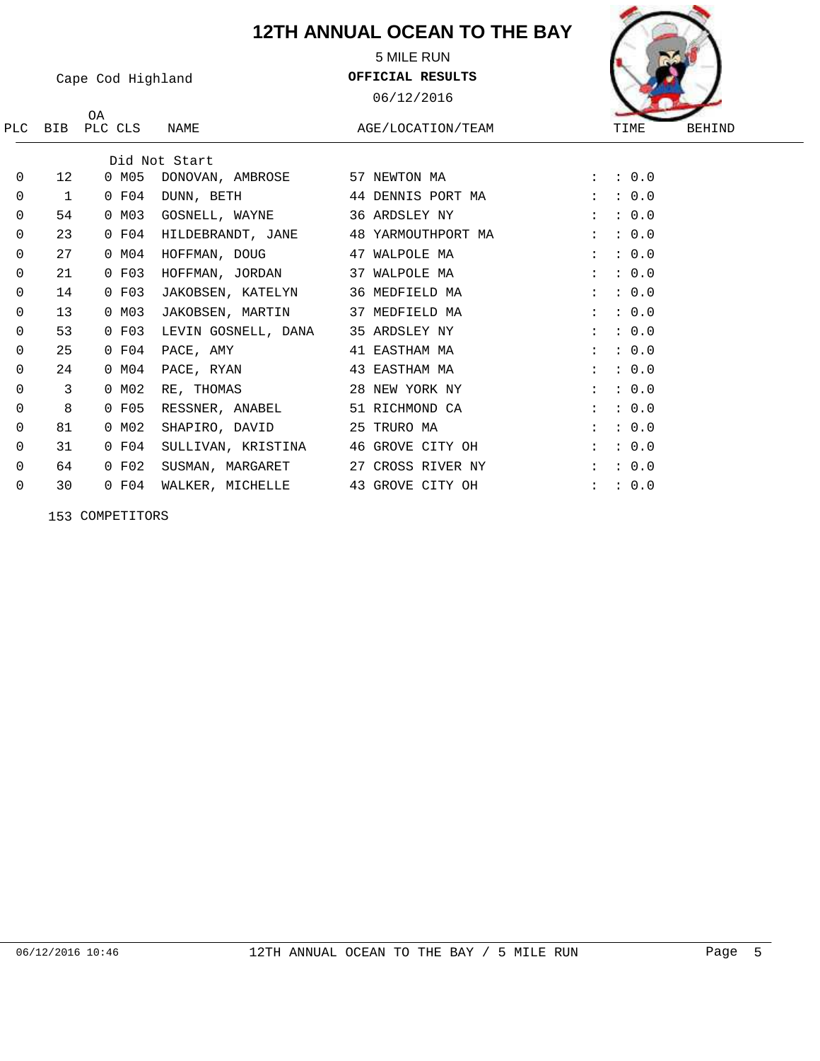# 12TH ANNUAL OCEAN TO THE BAY

5 MILE RUN

Cape Cod Highland

**OFFICIAL RESULTS**

06/12/2016

| PLC | BIB | OA PLC | CLS | NAME | AGE/LOCATION/TEAM | TIME | BEHIND |
|---|---|---|---|---|---|---|---|
| | | | | Did Not Start | | | |
| 0 | 12 | 0 | M05 | DONOVAN, AMBROSE | 57 NEWTON MA | : : 0.0 | |
| 0 | 1 | 0 | F04 | DUNN, BETH | 44 DENNIS PORT MA | : : 0.0 | |
| 0 | 54 | 0 | M03 | GOSNELL, WAYNE | 36 ARDSLEY NY | : : 0.0 | |
| 0 | 23 | 0 | F04 | HILDEBRANDT, JANE | 48 YARMOUTHPORT MA | : : 0.0 | |
| 0 | 27 | 0 | M04 | HOFFMAN, DOUG | 47 WALPOLE MA | : : 0.0 | |
| 0 | 21 | 0 | F03 | HOFFMAN, JORDAN | 37 WALPOLE MA | : : 0.0 | |
| 0 | 14 | 0 | F03 | JAKOBSEN, KATELYN | 36 MEDFIELD MA | : : 0.0 | |
| 0 | 13 | 0 | M03 | JAKOBSEN, MARTIN | 37 MEDFIELD MA | : : 0.0 | |
| 0 | 53 | 0 | F03 | LEVIN GOSNELL, DANA | 35 ARDSLEY NY | : : 0.0 | |
| 0 | 25 | 0 | F04 | PACE, AMY | 41 EASTHAM MA | : : 0.0 | |
| 0 | 24 | 0 | M04 | PACE, RYAN | 43 EASTHAM MA | : : 0.0 | |
| 0 | 3 | 0 | M02 | RE, THOMAS | 28 NEW YORK NY | : : 0.0 | |
| 0 | 8 | 0 | F05 | RESSNER, ANABEL | 51 RICHMOND CA | : : 0.0 | |
| 0 | 81 | 0 | M02 | SHAPIRO, DAVID | 25 TRURO MA | : : 0.0 | |
| 0 | 31 | 0 | F04 | SULLIVAN, KRISTINA | 46 GROVE CITY OH | : : 0.0 | |
| 0 | 64 | 0 | F02 | SUSMAN, MARGARET | 27 CROSS RIVER NY | : : 0.0 | |
| 0 | 30 | 0 | F04 | WALKER, MICHELLE | 43 GROVE CITY OH | : : 0.0 | |

153 COMPETITORS